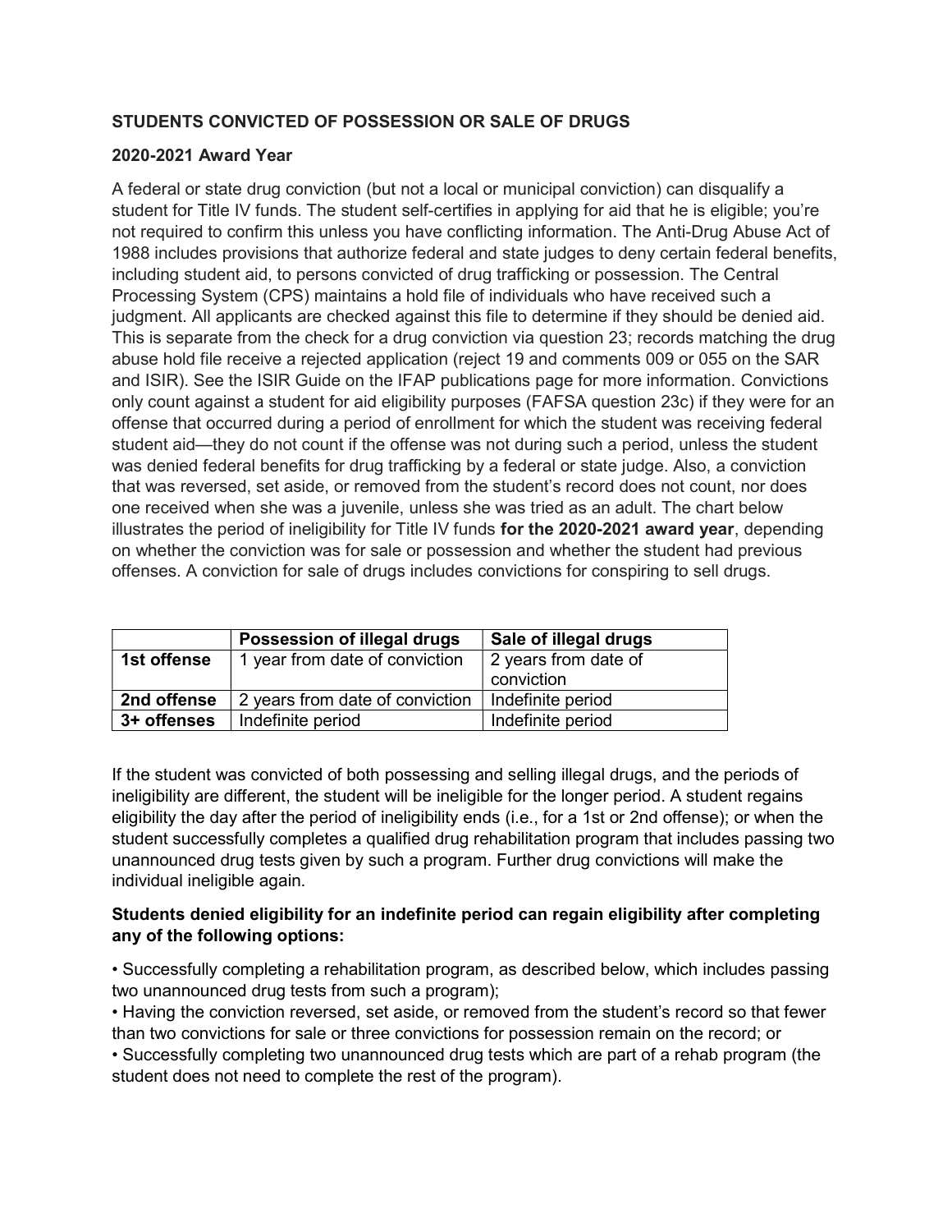## STUDENTS CONVICTED OF POSSESSION OR SALE OF DRUGS

### 2020-2021 Award Year

A federal or state drug conviction (but not a local or municipal conviction) can disqualify a student for Title IV funds. The student self-certifies in applying for aid that he is eligible; you're not required to confirm this unless you have conflicting information. The Anti-Drug Abuse Act of 1988 includes provisions that authorize federal and state judges to deny certain federal benefits, including student aid, to persons convicted of drug trafficking or possession. The Central Processing System (CPS) maintains a hold file of individuals who have received such a judgment. All applicants are checked against this file to determine if they should be denied aid. This is separate from the check for a drug conviction via question 23; records matching the drug abuse hold file receive a rejected application (reject 19 and comments 009 or 055 on the SAR and ISIR). See the ISIR Guide on the IFAP publications page for more information. Convictions only count against a student for aid eligibility purposes (FAFSA question 23c) if they were for an offense that occurred during a period of enrollment for which the student was receiving federal student aid—they do not count if the offense was not during such a period, unless the student was denied federal benefits for drug trafficking by a federal or state judge. Also, a conviction that was reversed, set aside, or removed from the student's record does not count, nor does one received when she was a juvenile, unless she was tried as an adult. The chart below illustrates the period of ineligibility for Title IV funds **for the 2020-2021 award year**, depending on whether the conviction was for sale or possession and whether the student had previous offenses. A conviction for sale of drugs includes convictions for conspiring to sell drugs.

| | Possession of illegal drugs | Sale of illegal drugs |
|---|---|---|
| **1st offense** | 1 year from date of conviction | 2 years from date of conviction |
| **2nd offense** | 2 years from date of conviction | Indefinite period |
| **3+ offenses** | Indefinite period | Indefinite period |

If the student was convicted of both possessing and selling illegal drugs, and the periods of ineligibility are different, the student will be ineligible for the longer period. A student regains eligibility the day after the period of ineligibility ends (i.e., for a 1st or 2nd offense); or when the student successfully completes a qualified drug rehabilitation program that includes passing two unannounced drug tests given by such a program. Further drug convictions will make the individual ineligible again.

**Students denied eligibility for an indefinite period can regain eligibility after completing any of the following options:**

- Successfully completing a rehabilitation program, as described below, which includes passing two unannounced drug tests from such a program);
- Having the conviction reversed, set aside, or removed from the student's record so that fewer than two convictions for sale or three convictions for possession remain on the record; or
- Successfully completing two unannounced drug tests which are part of a rehab program (the student does not need to complete the rest of the program).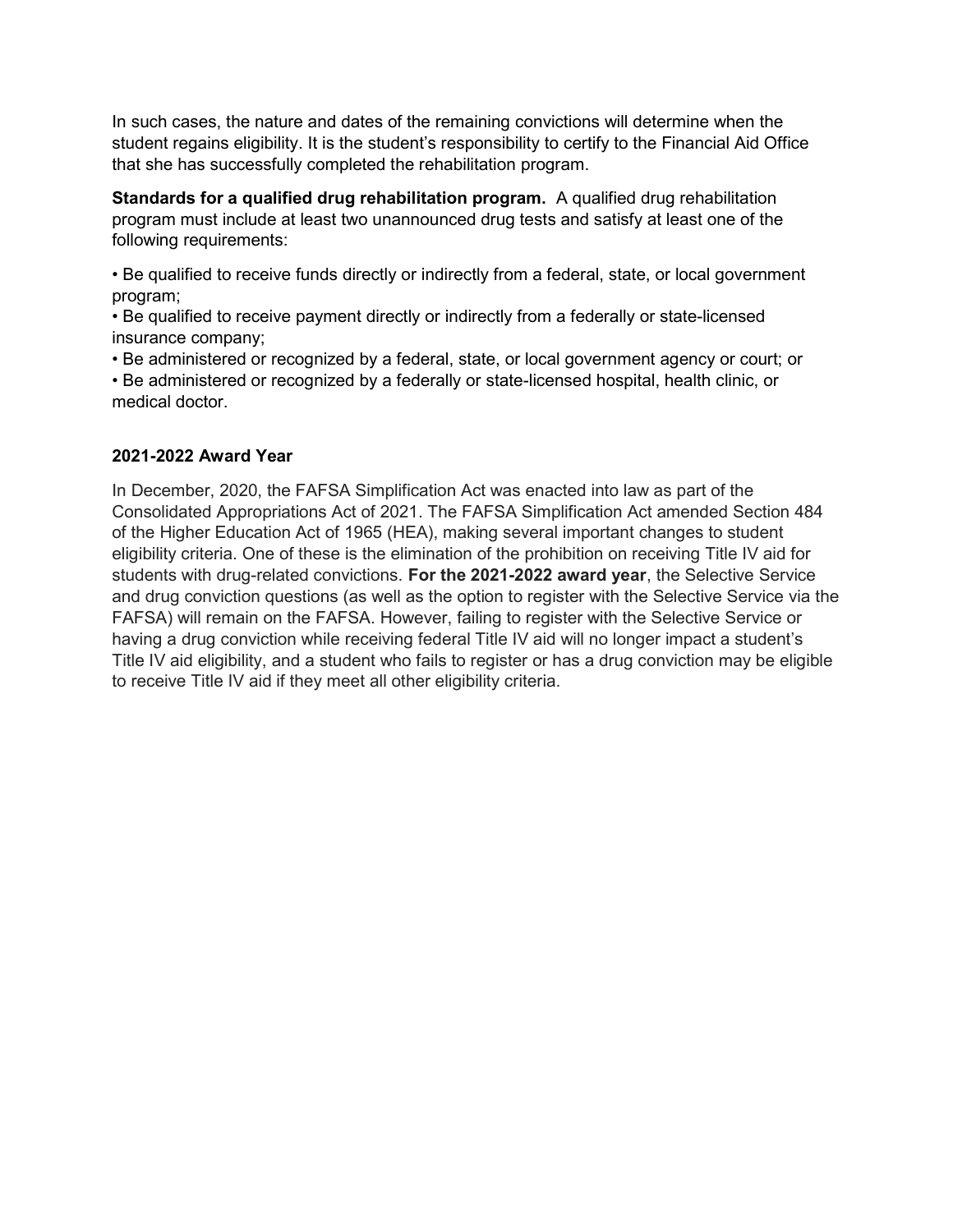In such cases, the nature and dates of the remaining convictions will determine when the student regains eligibility. It is the student's responsibility to certify to the Financial Aid Office that she has successfully completed the rehabilitation program.

**Standards for a qualified drug rehabilitation program.** A qualified drug rehabilitation program must include at least two unannounced drug tests and satisfy at least one of the following requirements:

- Be qualified to receive funds directly or indirectly from a federal, state, or local government program;
- Be qualified to receive payment directly or indirectly from a federally or state-licensed insurance company;
- Be administered or recognized by a federal, state, or local government agency or court; or
- Be administered or recognized by a federally or state-licensed hospital, health clinic, or medical doctor.

### 2021-2022 Award Year

In December, 2020, the FAFSA Simplification Act was enacted into law as part of the Consolidated Appropriations Act of 2021. The FAFSA Simplification Act amended Section 484 of the Higher Education Act of 1965 (HEA), making several important changes to student eligibility criteria. One of these is the elimination of the prohibition on receiving Title IV aid for students with drug-related convictions. **For the 2021-2022 award year**, the Selective Service and drug conviction questions (as well as the option to register with the Selective Service via the FAFSA) will remain on the FAFSA. However, failing to register with the Selective Service or having a drug conviction while receiving federal Title IV aid will no longer impact a student's Title IV aid eligibility, and a student who fails to register or has a drug conviction may be eligible to receive Title IV aid if they meet all other eligibility criteria.